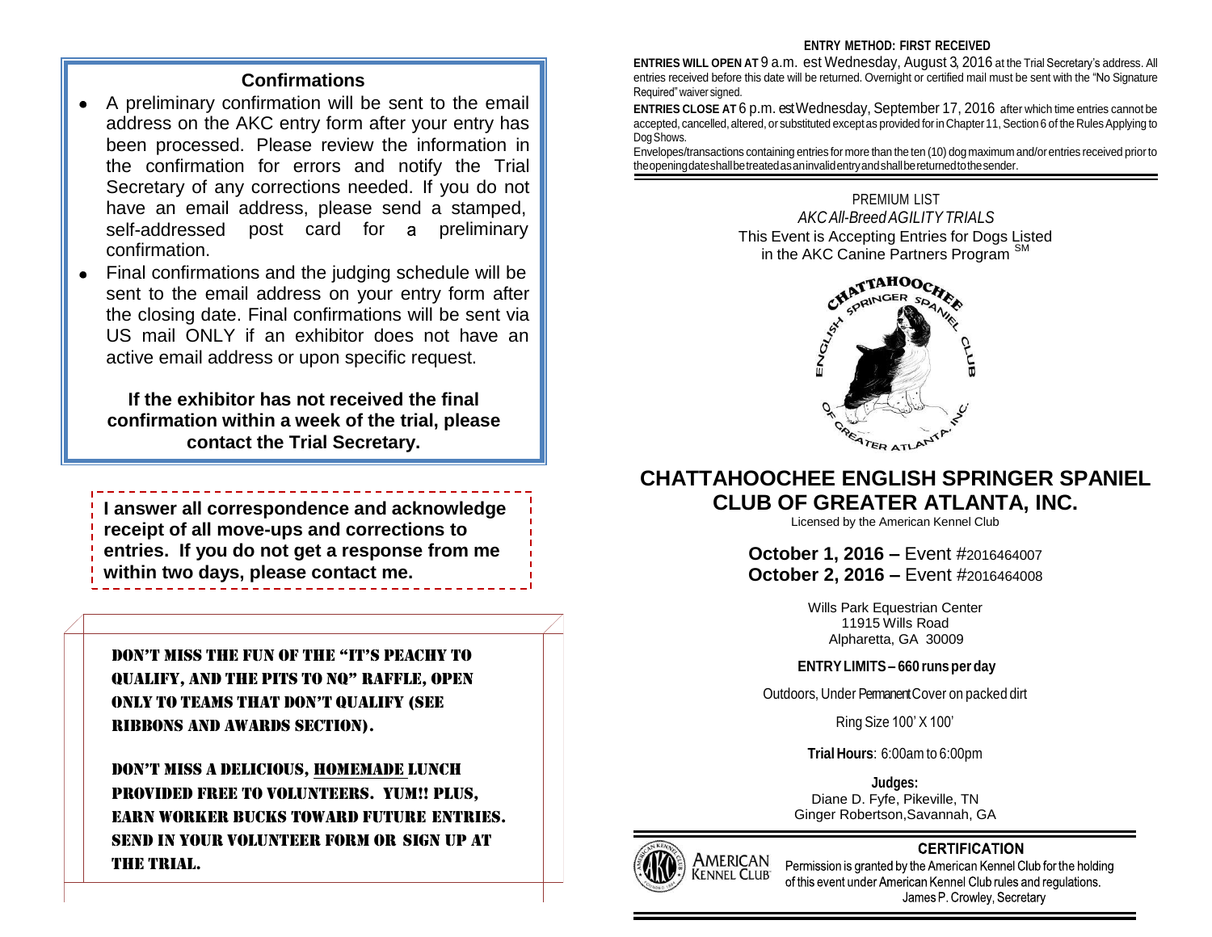## Confirmations

- A preliminary confirmation will be sent to the email address on the AKC entry form after your entry has been processed. Please review the information in the confirmation for errors and notify the Trial Secretary of any corrections needed. If you do not have an email address, please send a stamped, self-addressed post card for a preliminary confirmation.
- Final confirmations and the judging schedule will be sent to the email address on your entry form after the closing date. Final confirmations will be sent via US mail ONLY if an exhibitor does not have an active email address or upon specific request.

**If the exhibitor has not received the final confirmation within a week of the trial, please contact the Trial Secretary.**

**I answer all correspondence and acknowledge receipt of all move-ups and corrections to entries. If you do not get a response from me within two days, please contact me.**

DON'T MISS THE FUN OF THE "IT'S PEACHY TO QUALIFY, AND THE PITS TO NQ" RAFFLE, OPEN ONLY TO TEAMS THAT DON'T QUALIFY (SEE RIBBONS AND AWARDS SECTION).

DON'T MISS A DELICIOUS, HOMEMADE LUNCH PROVIDED FREE TO VOLUNTEERS. YUM!! PLUS, EARN WORKER BUCKS TOWARD FUTURE ENTRIES. SEND IN YOUR VOLUNTEER FORM OR SIGN UP AT THE TRIAL.

**ENTRY METHOD: FIRST RECEIVED**

**ENTRIES WILL OPEN AT** 9 a.m. est Wednesday, August 3, 2016 at the Trial Secretary's address. All entries received before this date will be returned. Overnight or certified mail must be sent with the "No Signature Required" waiver signed.

**ENTRIES CLOSE AT** 6 p.m. est Wednesday, September 17, 2016 after which time entries cannot be accepted, cancelled, altered, or substituted except as provided for in Chapter 11, Section 6 of the Rules Applying to Dog Shows.

Envelopes/transactions containing entries for more than the ten (10) dog maximum and/or entries received prior to the opening date shall be treated as an invalid entry and shall be returned to the sender.

PREMIUM LIST

*AKC All-Breed AGILITY TRIALS*

This Event is Accepting Entries for Dogs Listed in the AKC Canine Partners Program [SM]

# CHATTAHOOCHEE ENGLISH SPRINGER SPANIEL CLUB OF GREATER ATLANTA, INC.

Licensed by the American Kennel Club

**October 1, 2016 –** Event #2016464007
**October 2, 2016 –** Event #2016464008

Wills Park Equestrian Center
11915 Wills Road
Alpharetta, GA 30009

**ENTRY LIMITS – 660 runs per day**

Outdoors, Under Permanent Cover on packed dirt

Ring Size 100' X 100'

**Trial Hours**: 6:00am to 6:00pm

**Judges:**
Diane D. Fyfe, Pikeville, TN
Ginger Robertson, Savannah, GA

**CERTIFICATION**

Permission is granted by the American Kennel Club for the holding of this event under American Kennel Club rules and regulations.
James P. Crowley, Secretary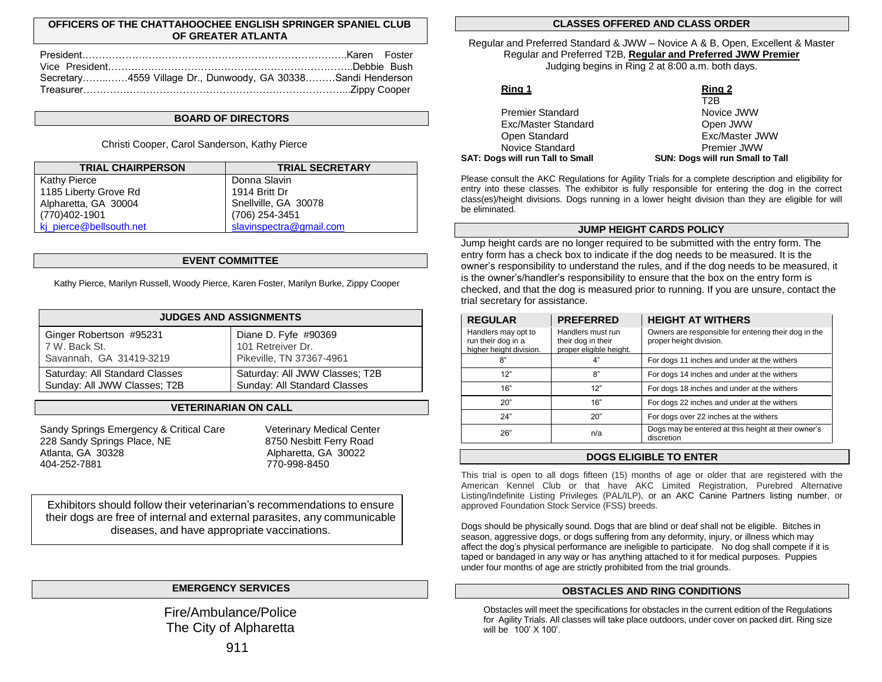## OFFICERS OF THE CHATTAHOOCHEE ENGLISH SPRINGER SPANIEL CLUB OF GREATER ATLANTA

President……………………………………………………………………..Karen Foster
Vice President…………………………………………………………………..Debbie Bush
Secretary……..……4559 Village Dr., Dunwoody, GA 30338………Sandi Henderson
Treasurer……………………………………………………………………...Zippy Cooper

## BOARD OF DIRECTORS

Christi Cooper, Carol Sanderson, Kathy Pierce

| TRIAL CHAIRPERSON | TRIAL SECRETARY |
|---|---|
| Kathy Pierce<br>1185 Liberty Grove Rd<br>Alpharetta, GA 30004<br>(770)402-1901<br>kj_pierce@bellsouth.net | Donna Slavin<br>1914 Britt Dr<br>Snellville, GA 30078<br>(706) 254-3451<br>slavinspectra@gmail.com |

## EVENT COMMITTEE

Kathy Pierce, Marilyn Russell, Woody Pierce, Karen Foster, Marilyn Burke, Zippy Cooper

## JUDGES AND ASSIGNMENTS

| Ginger Robertson #95231<br>7 W. Back St.<br>Savannah, GA 31419-3219 | Diane D. Fyfe #90369<br>101 Retreiver Dr.<br>Pikeville, TN 37367-4961 |
|---|---|
| Saturday: All Standard Classes<br>Sunday: All JWW Classes; T2B | Saturday: All JWW Classes; T2B<br>Sunday: All Standard Classes |

## VETERINARIAN ON CALL

Sandy Springs Emergency & Critical Care
228 Sandy Springs Place, NE
Atlanta, GA 30328
404-252-7881

Veterinary Medical Center
8750 Nesbitt Ferry Road
Alpharetta, GA 30022
770-998-8450

Exhibitors should follow their veterinarian's recommendations to ensure their dogs are free of internal and external parasites, any communicable diseases, and have appropriate vaccinations.

## EMERGENCY SERVICES

Fire/Ambulance/Police
The City of Alpharetta
911

## CLASSES OFFERED AND CLASS ORDER

Regular and Preferred Standard & JWW – Novice A & B, Open, Excellent & Master
Regular and Preferred T2B, **Regular and Preferred JWW Premier**
Judging begins in Ring 2 at 8:00 a.m. both days.

| Ring 1 | Ring 2 |
|---|---|
| | T2B |
| Premier Standard | Novice JWW |
| Exc/Master Standard | Open JWW |
| Open Standard | Exc/Master JWW |
| Novice Standard | Premier JWW |
| **SAT: Dogs will run Tall to Small** | **SUN: Dogs will run Small to Tall** |

Please consult the AKC Regulations for Agility Trials for a complete description and eligibility for entry into these classes. The exhibitor is fully responsible for entering the dog in the correct class(es)/height divisions. Dogs running in a lower height division than they are eligible for will be eliminated.

## JUMP HEIGHT CARDS POLICY

Jump height cards are no longer required to be submitted with the entry form. The entry form has a check box to indicate if the dog needs to be measured. It is the owner's responsibility to understand the rules, and if the dog needs to be measured, it is the owner's/handler's responsibility to ensure that the box on the entry form is checked, and that the dog is measured prior to running. If you are unsure, contact the trial secretary for assistance.

| REGULAR | PREFERRED | HEIGHT AT WITHERS |
|---|---|---|
| Handlers may opt to run their dog in a higher height division. | Handlers must run their dog in their proper eligible height. | Owners are responsible for entering their dog in the proper height division. |
| 8" | 4" | For dogs 11 inches and under at the withers |
| 12" | 8" | For dogs 14 inches and under at the withers |
| 16" | 12" | For dogs 18 inches and under at the withers |
| 20" | 16" | For dogs 22 inches and under at the withers |
| 24" | 20" | For dogs over 22 inches at the withers |
| 26" | n/a | Dogs may be entered at this height at their owner's discretion |

## DOGS ELIGIBLE TO ENTER

This trial is open to all dogs fifteen (15) months of age or older that are registered with the American Kennel Club or that have AKC Limited Registration, Purebred Alternative Listing/Indefinite Listing Privileges (PAL/ILP), or an AKC Canine Partners listing number, or approved Foundation Stock Service (FSS) breeds.

Dogs should be physically sound. Dogs that are blind or deaf shall not be eligible. Bitches in season, aggressive dogs, or dogs suffering from any deformity, injury, or illness which may affect the dog's physical performance are ineligible to participate. No dog shall compete if it is taped or bandaged in any way or has anything attached to it for medical purposes. Puppies under four months of age are strictly prohibited from the trial grounds.

## OBSTACLES AND RING CONDITIONS

Obstacles will meet the specifications for obstacles in the current edition of the Regulations for Agility Trials. All classes will take place outdoors, under cover on packed dirt. Ring size will be 100' X 100'.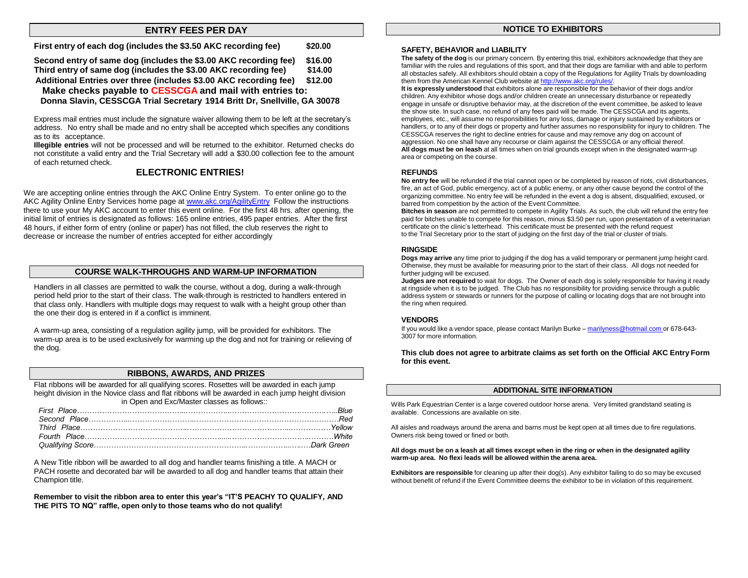## ENTRY FEES PER DAY

| | |
|---|---|
| **First entry of each dog (includes the $3.50 AKC recording fee)** | **$20.00** |
| **Second entry of same dog (includes the $3.00 AKC recording fee)** | **$16.00** |
| **Third entry of same dog (includes the $3.00 AKC recording fee)** | **$14.00** |
| **Additional Entries over three (includes $3.00 AKC recording fee)** | **$12.00** |

**Make checks payable to CESSCGA and mail with entries to:**
**Donna Slavin, CESSCGA Trial Secretary 1914 Britt Dr, Snellville, GA 30078**

Express mail entries must include the signature waiver allowing them to be left at the secretary's address. No entry shall be made and no entry shall be accepted which specifies any conditions as to its acceptance.

**Illegible entries** will not be processed and will be returned to the exhibitor. Returned checks do not constitute a valid entry and the Trial Secretary will add a $30.00 collection fee to the amount of each returned check.

### ELECTRONIC ENTRIES!

We are accepting online entries through the AKC Online Entry System. To enter online go to the AKC Agility Online Entry Services home page at www.akc.org/AgilityEntry Follow the instructions there to use your My AKC account to enter this event online. For the first 48 hrs. after opening, the initial limit of entries is designated as follows: 165 online entries, 495 paper entries. After the first 48 hours, if either form of entry (online or paper) has not filled, the club reserves the right to decrease or increase the number of entries accepted for either accordingly

## COURSE WALK-THROUGHS AND WARM-UP INFORMATION

Handlers in all classes are permitted to walk the course, without a dog, during a walk-through period held prior to the start of their class. The walk-through is restricted to handlers entered in that class only. Handlers with multiple dogs may request to walk with a height group other than the one their dog is entered in if a conflict is imminent.

A warm-up area, consisting of a regulation agility jump, will be provided for exhibitors. The warm-up area is to be used exclusively for warming up the dog and not for training or relieving of the dog.

## RIBBONS, AWARDS, AND PRIZES

Flat ribbons will be awarded for all qualifying scores. Rosettes will be awarded in each jump height division in the Novice class and flat ribbons will be awarded in each jump height division in Open and Exc/Master classes as follows::

*First Place……………………………………………………………………………Blue*
*Second Place…………………………………………………………………………Red*
*Third Place…………………………………………………………………………Yellow*
*Fourth Place…………………………………………………………………………White*
*Qualifying Score………………………………………………………………Dark Green*

A New Title ribbon will be awarded to all dog and handler teams finishing a title. A MACH or PACH rosette and decorated bar will be awarded to all dog and handler teams that attain their Champion title.

**Remember to visit the ribbon area to enter this year's "IT'S PEACHY TO QUALIFY, AND THE PITS TO NQ" raffle, open only to those teams who do not qualify!**

## NOTICE TO EXHIBITORS

### SAFETY, BEHAVIOR and LIABILITY

**The safety of the dog** is our primary concern. By entering this trial, exhibitors acknowledge that they are familiar with the rules and regulations of this sport, and that their dogs are familiar with and able to perform all obstacles safely. All exhibitors should obtain a copy of the Regulations for Agility Trials by downloading them from the American Kennel Club website at http://www.akc.org/rules/.

**It is expressly understood** that exhibitors alone are responsible for the behavior of their dogs and/or children. Any exhibitor whose dogs and/or children create an unnecessary disturbance or repeatedly engage in unsafe or disruptive behavior may, at the discretion of the event committee, be asked to leave the show site. In such case, no refund of any fees paid will be made. The CESSCGA and its agents, employees, etc., will assume no responsibilities for any loss, damage or injury sustained by exhibitors or handlers, or to any of their dogs or property and further assumes no responsibility for injury to children. The CESSCGA reserves the right to decline entries for cause and may remove any dog on account of aggression. No one shall have any recourse or claim against the CESSCGA or any official thereof.

**All dogs must be on leash** at all times when on trial grounds except when in the designated warm-up area or competing on the course.

### REFUNDS

**No entry fee** will be refunded if the trial cannot open or be completed by reason of riots, civil disturbances, fire, an act of God, public emergency, act of a public enemy, or any other cause beyond the control of the organizing committee. No entry fee will be refunded in the event a dog is absent, disqualified, excused, or barred from competition by the action of the Event Committee.

**Bitches in season** are not permitted to compete in Agility Trials. As such, the club will refund the entry fee paid for bitches unable to compete for this reason, minus $3.50 per run, upon presentation of a veterinarian certificate on the clinic's letterhead. This certificate must be presented with the refund request to the Trial Secretary prior to the start of judging on the first day of the trial or cluster of trials.

### RINGSIDE

**Dogs may arrive** any time prior to judging if the dog has a valid temporary or permanent jump height card. Otherwise, they must be available for measuring prior to the start of their class. All dogs not needed for further judging will be excused.

**Judges are not required** to wait for dogs. The Owner of each dog is solely responsible for having it ready at ringside when it is to be judged. The Club has no responsibility for providing service through a public address system or stewards or runners for the purpose of calling or locating dogs that are not brought into the ring when required.

### VENDORS

If you would like a vendor space, please contact Marilyn Burke – marilyness@hotmail.com or 678-643-3007 for more information.

**This club does not agree to arbitrate claims as set forth on the Official AKC Entry Form for this event.**

## ADDITIONAL SITE INFORMATION

Wills Park Equestrian Center is a large covered outdoor horse arena. Very limited grandstand seating is available. Concessions are available on site.

All aisles and roadways around the arena and barns must be kept open at all times due to fire regulations. Owners risk being towed or fined or both.

**All dogs must be on a leash at all times except when in the ring or when in the designated agility warm-up area. No flexi leads will be allowed within the arena area.**

**Exhibitors are responsible** for cleaning up after their dog(s). Any exhibitor failing to do so may be excused without benefit of refund if the Event Committee deems the exhibitor to be in violation of this requirement.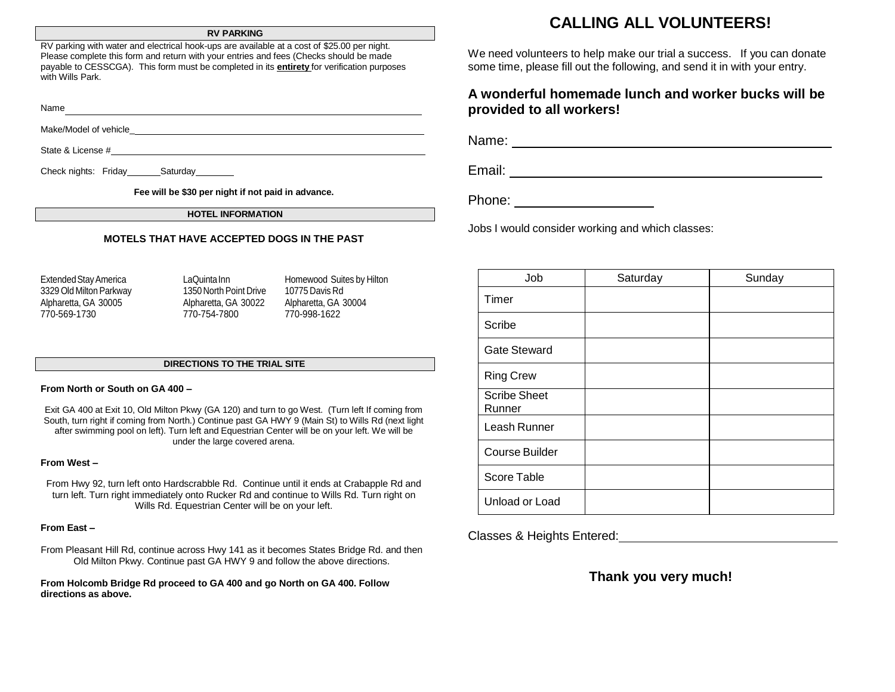## RV PARKING

RV parking with water and electrical hook-ups are available at a cost of $25.00 per night. Please complete this form and return with your entries and fees (Checks should be made payable to CESSCGA). This form must be completed in its **entirety** for verification purposes with Wills Park.

Name ______________________________________________

Make/Model of vehicle ______________________________________________

State & License # ______________________________________________

Check nights: Friday ______ Saturday ______

**Fee will be $30 per night if not paid in advance.**

## HOTEL INFORMATION

### MOTELS THAT HAVE ACCEPTED DOGS IN THE PAST

Extended Stay America
3329 Old Milton Parkway
Alpharetta, GA 30005
770-569-1730

LaQuinta Inn
1350 North Point Drive
Alpharetta, GA 30022
770-754-7800

Homewood Suites by Hilton
10775 Davis Rd
Alpharetta, GA 30004
770-998-1622

## DIRECTIONS TO THE TRIAL SITE

**From North or South on GA 400 –**

Exit GA 400 at Exit 10, Old Milton Pkwy (GA 120) and turn to go West. (Turn left If coming from South, turn right if coming from North.) Continue past GA HWY 9 (Main St) to Wills Rd (next light after swimming pool on left). Turn left and Equestrian Center will be on your left. We will be under the large covered arena.

**From West –**

From Hwy 92, turn left onto Hardscrabble Rd. Continue until it ends at Crabapple Rd and turn left. Turn right immediately onto Rucker Rd and continue to Wills Rd. Turn right on Wills Rd. Equestrian Center will be on your left.

**From East –**

From Pleasant Hill Rd, continue across Hwy 141 as it becomes States Bridge Rd. and then Old Milton Pkwy. Continue past GA HWY 9 and follow the above directions.

**From Holcomb Bridge Rd proceed to GA 400 and go North on GA 400. Follow directions as above.**

# CALLING ALL VOLUNTEERS!

We need volunteers to help make our trial a success. If you can donate some time, please fill out the following, and send it in with your entry.

### A wonderful homemade lunch and worker bucks will be provided to all workers!

Name: ______________________________________________

Email: ______________________________________________

Phone: ____________________

Jobs I would consider working and which classes:

| Job | Saturday | Sunday |
|---|---|---|
| Timer | | |
| Scribe | | |
| Gate Steward | | |
| Ring Crew | | |
| Scribe Sheet Runner | | |
| Leash Runner | | |
| Course Builder | | |
| Score Table | | |
| Unload or Load | | |

Classes & Heights Entered: ______________________________

**Thank you very much!**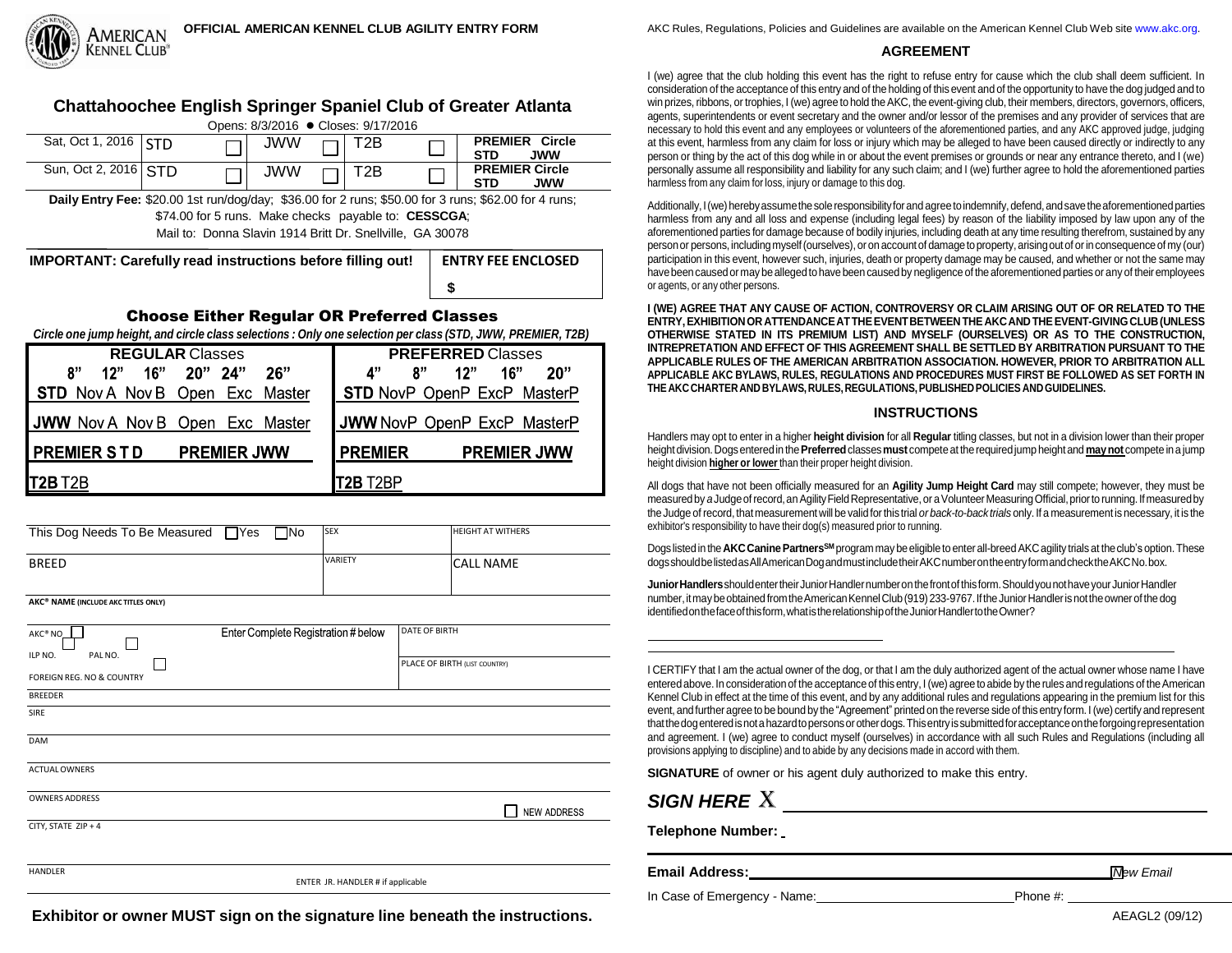**OFFICIAL AMERICAN KENNEL CLUB AGILITY ENTRY FORM**

# Chattahoochee English Springer Spaniel Club of Greater Atlanta

Opens: 8/3/2016 • Closes: 9/17/2016

| | | | | | | | |
|---|---|---|---|---|---|---|---|
| Sat, Oct 1, 2016 | STD | ☐ | JWW | ☐ | T2B | ☐ | **PREMIER Circle STD JWW** |
| Sun, Oct 2, 2016 | STD | ☐ | JWW | ☐ | T2B | ☐ | **PREMIER Circle STD JWW** |

**Daily Entry Fee:** $20.00 1st run/dog/day; $36.00 for 2 runs; $50.00 for 3 runs; $62.00 for 4 runs; $74.00 for 5 runs. Make checks payable to: **CESSCGA**;
Mail to: Donna Slavin 1914 Britt Dr. Snellville, GA 30078

**IMPORTANT: Carefully read instructions before filling out!**

**ENTRY FEE ENCLOSED**
**$**

## Choose Either Regular OR Preferred Classes

***Circle one jump height, and circle class selections : Only one selection per class (STD, JWW, PREMIER, T2B)***

| **REGULAR** Classes | **PREFERRED** Classes |
|---|---|
| 8" 12" 16" 20" 24" 26" | 4" 8" 12" 16" 20" |
| **STD** Nov A Nov B Open Exc Master | **STD** NovP OpenP ExcP MasterP |
| **JWW** Nov A Nov B Open Exc Master | **JWW** NovP OpenP ExcP MasterP |
| **PREMIER STD** **PREMIER JWW** | **PREMIER** **PREMIER JWW** |
| **T2B** T2B | **T2B** T2BP |

This Dog Needs To Be Measured ☐Yes ☐No | SEX | HEIGHT AT WITHERS

BREED | VARIETY | CALL NAME

**AKC® NAME (INCLUDE AKC TITLES ONLY)**

AKC® NO ☐ ILP NO. ☐ PAL NO. ☐ FOREIGN REG. NO & COUNTRY — Enter Complete Registration # below | DATE OF BIRTH | PLACE OF BIRTH (LIST COUNTRY)

BREEDER

SIRE

DAM

ACTUAL OWNERS

OWNERS ADDRESS ☐ NEW ADDRESS

CITY, STATE ZIP + 4

HANDLER — ENTER JR. HANDLER # if applicable

**Exhibitor or owner MUST sign on the signature line beneath the instructions.**

AKC Rules, Regulations, Policies and Guidelines are available on the American Kennel Club Web site www.akc.org.

## AGREEMENT

I (we) agree that the club holding this event has the right to refuse entry for cause which the club shall deem sufficient. In consideration of the acceptance of this entry and of the holding of this event and of the opportunity to have the dog judged and to win prizes, ribbons, or trophies, I (we) agree to hold the AKC, the event-giving club, their members, directors, governors, officers, agents, superintendents or event secretary and the owner and/or lessor of the premises and any provider of services that are necessary to hold this event and any employees or volunteers of the aforementioned parties, and any AKC approved judge, judging at this event, harmless from any claim for loss or injury which may be alleged to have been caused directly or indirectly to any person or thing by the act of this dog while in or about the event premises or grounds or near any entrance thereto, and I (we) personally assume all responsibility and liability for any such claim; and I (we) further agree to hold the aforementioned parties harmless from any claim for loss, injury or damage to this dog.

Additionally, I (we) hereby assume the sole responsibility for and agree to indemnify, defend, and save the aforementioned parties harmless from any and all loss and expense (including legal fees) by reason of the liability imposed by law upon any of the aforementioned parties for damage because of bodily injuries, including death at any time resulting therefrom, sustained by any person or persons, including myself (ourselves), or on account of damage to property, arising out of or in consequence of my (our) participation in this event, however such, injuries, death or property damage may be caused, and whether or not the same may have been caused or may be alleged to have been caused by negligence of the aforementioned parties or any of their employees or agents, or any other persons.

**I (WE) AGREE THAT ANY CAUSE OF ACTION, CONTROVERSY OR CLAIM ARISING OUT OF OR RELATED TO THE ENTRY, EXHIBITION OR ATTENDANCE AT THE EVENT BETWEEN THE AKC AND THE EVENT-GIVING CLUB (UNLESS OTHERWISE STATED IN ITS PREMIUM LIST) AND MYSELF (OURSELVES) OR AS TO THE CONSTRUCTION, INTREPRETATION AND EFFECT OF THIS AGREEMENT SHALL BE SETTLED BY ARBITRATION PURSUANT TO THE APPLICABLE RULES OF THE AMERICAN ARBITRATION ASSOCIATION. HOWEVER, PRIOR TO ARBITRATION ALL APPLICABLE AKC BYLAWS, RULES, REGULATIONS AND PROCEDURES MUST FIRST BE FOLLOWED AS SET FORTH IN THE AKC CHARTER AND BYLAWS, RULES, REGULATIONS, PUBLISHED POLICIES AND GUIDELINES.**

## INSTRUCTIONS

Handlers may opt to enter in a higher **height division** for all **Regular** titling classes, but not in a division lower than their proper height division. Dogs entered in the **Preferred** classes **must** compete at the required jump height and **may not** compete in a jump height division **higher or lower** than their proper height division.

All dogs that have not been officially measured for an **Agility Jump Height Card** may still compete; however, they must be measured by *a* Judge of record, an Agility Field Representative, or a Volunteer Measuring Official, prior to running. If measured by the Judge of record, that measurement will be valid for this trial *or back-to-back trials* only. If a measurement is necessary, it is the exhibitor's responsibility to have their dog(s) measured prior to running.

Dogs listed in the **AKC Canine Partners℠** program may be eligible to enter all-breed AKC agility trials at the club's option. These dogs should be listed as All American Dog and must include their AKC number on the entry form and check the AKC No. box.

**Junior Handlers** should enter their Junior Handler number on the front of this form. Should you not have your Junior Handler number, it may be obtained from the American Kennel Club (919) 233-9767. If the Junior Handler is not the owner of the dog identified on the face of this form, what is the relationship of the Junior Handler to the Owner?

I CERTIFY that I am the actual owner of the dog, or that I am the duly authorized agent of the actual owner whose name I have entered above. In consideration of the acceptance of this entry, I (we) agree to abide by the rules and regulations of the American Kennel Club in effect at the time of this event, and by any additional rules and regulations appearing in the premium list for this event, and further agree to be bound by the "Agreement" printed on the reverse side of this entry form. I (we) certify and represent that the dog entered is not a hazard to persons or other dogs. This entry is submitted for acceptance on the forgoing representation and agreement. I (we) agree to conduct myself (ourselves) in accordance with all such Rules and Regulations (including all provisions applying to discipline) and to abide by any decisions made in accord with them.

**SIGNATURE** of owner or his agent duly authorized to make this entry.

***SIGN HERE*** X ______________________

**Telephone Number:** ______

**Email Address:** ______________________ ☐ *New Email*

In Case of Emergency - Name: ______________________ Phone #: ______________

AEAGL2 (09/12)